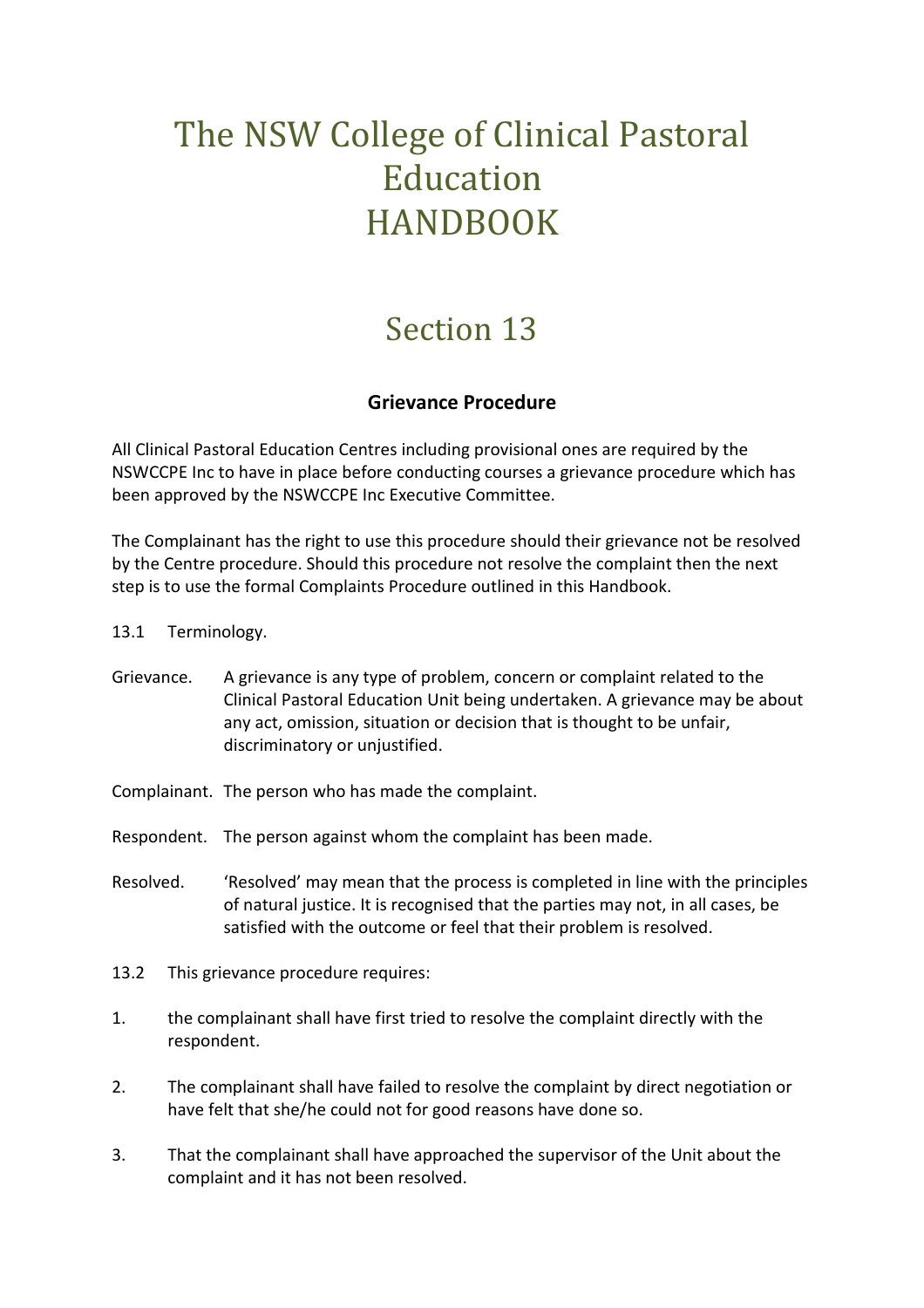# The NSW College of Clinical Pastoral Education HANDBOOK

# Section 13

### Grievance Procedure

All Clinical Pastoral Education Centres including provisional ones are required by the NSWCCPE Inc to have in place before conducting courses a grievance procedure which has been approved by the NSWCCPE Inc Executive Committee.

The Complainant has the right to use this procedure should their grievance not be resolved by the Centre procedure. Should this procedure not resolve the complaint then the next step is to use the formal Complaints Procedure outlined in this Handbook.

13.1 Terminology.

Grievance. A grievance is any type of problem, concern or complaint related to the Clinical Pastoral Education Unit being undertaken. A grievance may be about any act, omission, situation or decision that is thought to be unfair, discriminatory or unjustified.

Complainant. The person who has made the complaint.

Respondent. The person against whom the complaint has been made.

Resolved. 'Resolved' may mean that the process is completed in line with the principles of natural justice. It is recognised that the parties may not, in all cases, be satisfied with the outcome or feel that their problem is resolved.

13.2 This grievance procedure requires:

1. the complainant shall have first tried to resolve the complaint directly with the respondent.

2. The complainant shall have failed to resolve the complaint by direct negotiation or have felt that she/he could not for good reasons have done so.

3. That the complainant shall have approached the supervisor of the Unit about the complaint and it has not been resolved.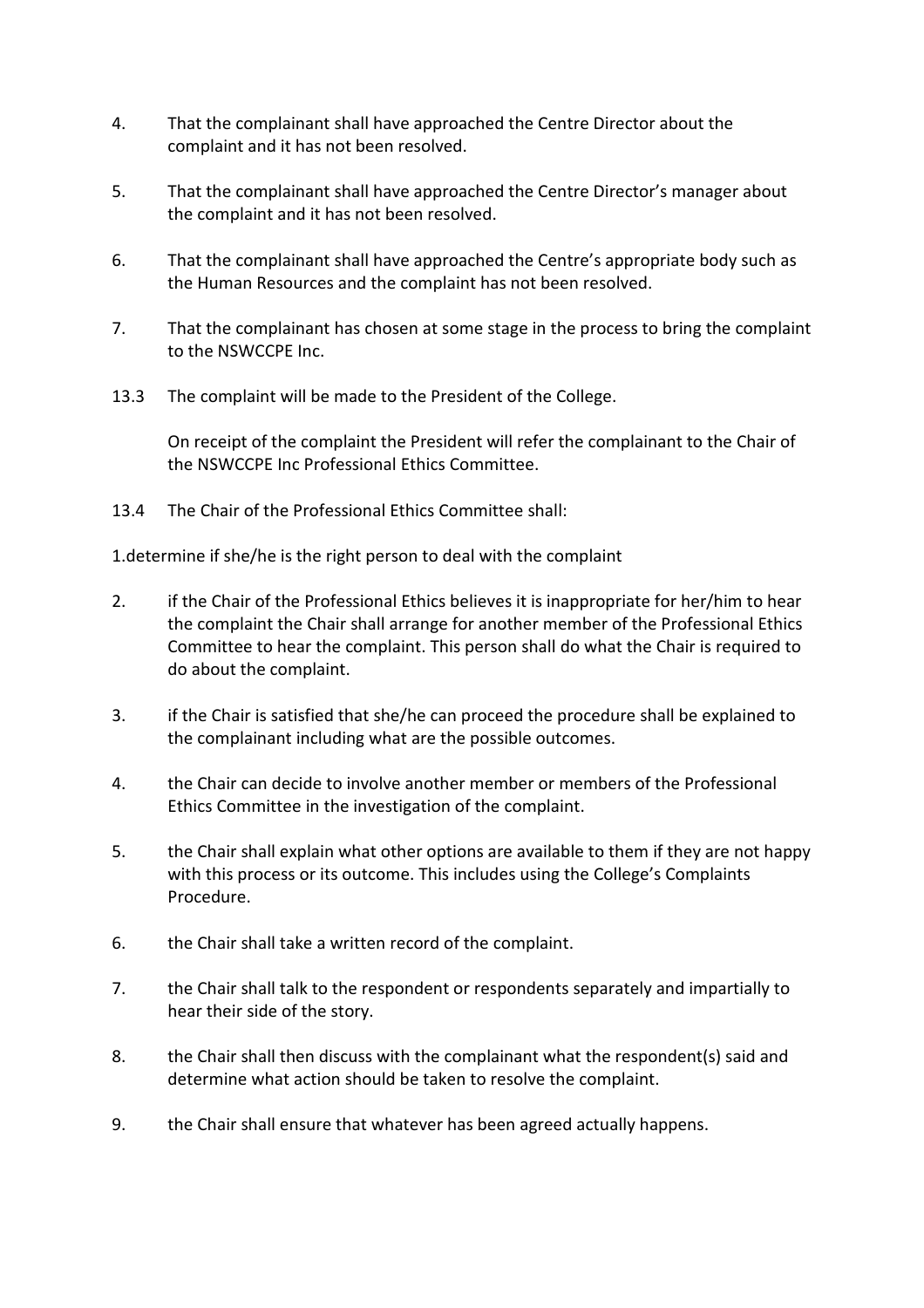4. That the complainant shall have approached the Centre Director about the complaint and it has not been resolved.

5. That the complainant shall have approached the Centre Director's manager about the complaint and it has not been resolved.

6. That the complainant shall have approached the Centre's appropriate body such as the Human Resources and the complaint has not been resolved.

7. That the complainant has chosen at some stage in the process to bring the complaint to the NSWCCPE Inc.

13.3 The complaint will be made to the President of the College.

On receipt of the complaint the President will refer the complainant to the Chair of the NSWCCPE Inc Professional Ethics Committee.

13.4 The Chair of the Professional Ethics Committee shall:

1. determine if she/he is the right person to deal with the complaint

2. if the Chair of the Professional Ethics believes it is inappropriate for her/him to hear the complaint the Chair shall arrange for another member of the Professional Ethics Committee to hear the complaint. This person shall do what the Chair is required to do about the complaint.

3. if the Chair is satisfied that she/he can proceed the procedure shall be explained to the complainant including what are the possible outcomes.

4. the Chair can decide to involve another member or members of the Professional Ethics Committee in the investigation of the complaint.

5. the Chair shall explain what other options are available to them if they are not happy with this process or its outcome. This includes using the College's Complaints Procedure.

6. the Chair shall take a written record of the complaint.

7. the Chair shall talk to the respondent or respondents separately and impartially to hear their side of the story.

8. the Chair shall then discuss with the complainant what the respondent(s) said and determine what action should be taken to resolve the complaint.

9. the Chair shall ensure that whatever has been agreed actually happens.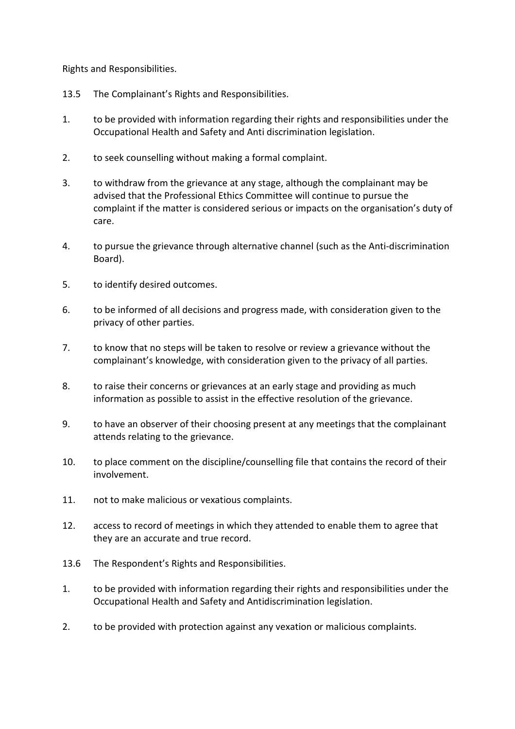Rights and Responsibilities.

13.5 The Complainant's Rights and Responsibilities.

1. to be provided with information regarding their rights and responsibilities under the Occupational Health and Safety and Anti discrimination legislation.
2. to seek counselling without making a formal complaint.
3. to withdraw from the grievance at any stage, although the complainant may be advised that the Professional Ethics Committee will continue to pursue the complaint if the matter is considered serious or impacts on the organisation's duty of care.
4. to pursue the grievance through alternative channel (such as the Anti-discrimination Board).
5. to identify desired outcomes.
6. to be informed of all decisions and progress made, with consideration given to the privacy of other parties.
7. to know that no steps will be taken to resolve or review a grievance without the complainant's knowledge, with consideration given to the privacy of all parties.
8. to raise their concerns or grievances at an early stage and providing as much information as possible to assist in the effective resolution of the grievance.
9. to have an observer of their choosing present at any meetings that the complainant attends relating to the grievance.
10. to place comment on the discipline/counselling file that contains the record of their involvement.
11. not to make malicious or vexatious complaints.
12. access to record of meetings in which they attended to enable them to agree that they are an accurate and true record.

13.6 The Respondent's Rights and Responsibilities.

1. to be provided with information regarding their rights and responsibilities under the Occupational Health and Safety and Antidiscrimination legislation.
2. to be provided with protection against any vexation or malicious complaints.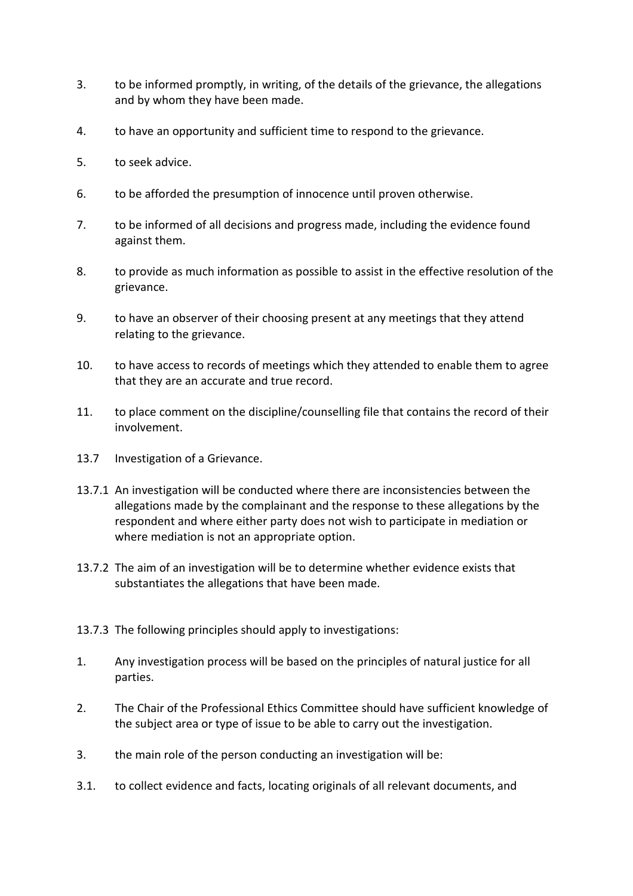3. to be informed promptly, in writing, of the details of the grievance, the allegations and by whom they have been made.

4. to have an opportunity and sufficient time to respond to the grievance.

5. to seek advice.

6. to be afforded the presumption of innocence until proven otherwise.

7. to be informed of all decisions and progress made, including the evidence found against them.

8. to provide as much information as possible to assist in the effective resolution of the grievance.

9. to have an observer of their choosing present at any meetings that they attend relating to the grievance.

10. to have access to records of meetings which they attended to enable them to agree that they are an accurate and true record.

11. to place comment on the discipline/counselling file that contains the record of their involvement.

13.7 Investigation of a Grievance.

13.7.1 An investigation will be conducted where there are inconsistencies between the allegations made by the complainant and the response to these allegations by the respondent and where either party does not wish to participate in mediation or where mediation is not an appropriate option.

13.7.2 The aim of an investigation will be to determine whether evidence exists that substantiates the allegations that have been made.

13.7.3 The following principles should apply to investigations:

1. Any investigation process will be based on the principles of natural justice for all parties.

2. The Chair of the Professional Ethics Committee should have sufficient knowledge of the subject area or type of issue to be able to carry out the investigation.

3. the main role of the person conducting an investigation will be:

3.1. to collect evidence and facts, locating originals of all relevant documents, and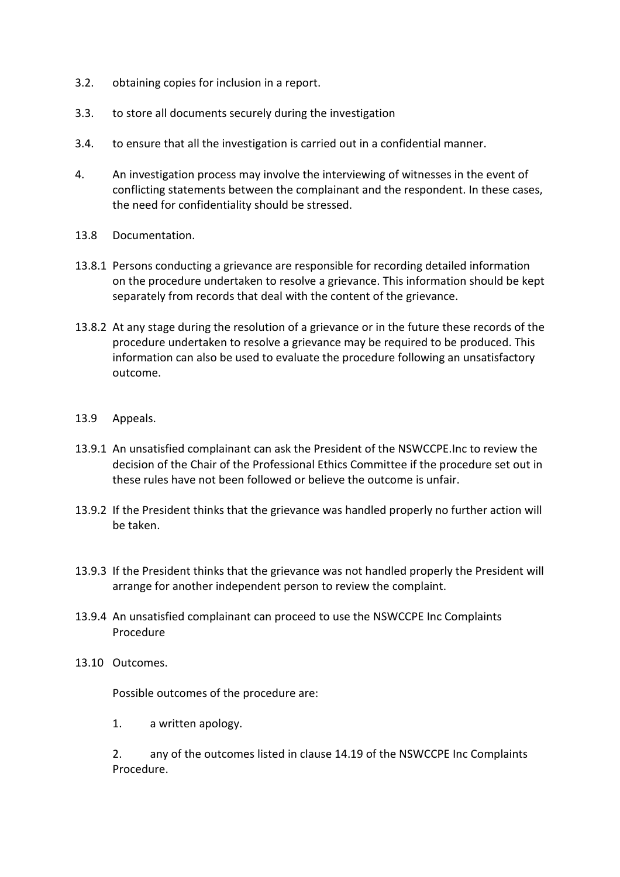3.2. obtaining copies for inclusion in a report.

3.3. to store all documents securely during the investigation

3.4. to ensure that all the investigation is carried out in a confidential manner.

4. An investigation process may involve the interviewing of witnesses in the event of conflicting statements between the complainant and the respondent. In these cases, the need for confidentiality should be stressed.

13.8 Documentation.

13.8.1 Persons conducting a grievance are responsible for recording detailed information on the procedure undertaken to resolve a grievance. This information should be kept separately from records that deal with the content of the grievance.

13.8.2 At any stage during the resolution of a grievance or in the future these records of the procedure undertaken to resolve a grievance may be required to be produced. This information can also be used to evaluate the procedure following an unsatisfactory outcome.

13.9 Appeals.

13.9.1 An unsatisfied complainant can ask the President of the NSWCCPE.Inc to review the decision of the Chair of the Professional Ethics Committee if the procedure set out in these rules have not been followed or believe the outcome is unfair.

13.9.2 If the President thinks that the grievance was handled properly no further action will be taken.

13.9.3 If the President thinks that the grievance was not handled properly the President will arrange for another independent person to review the complaint.

13.9.4 An unsatisfied complainant can proceed to use the NSWCCPE Inc Complaints Procedure

13.10 Outcomes.

Possible outcomes of the procedure are:

1. a written apology.

2. any of the outcomes listed in clause 14.19 of the NSWCCPE Inc Complaints Procedure.